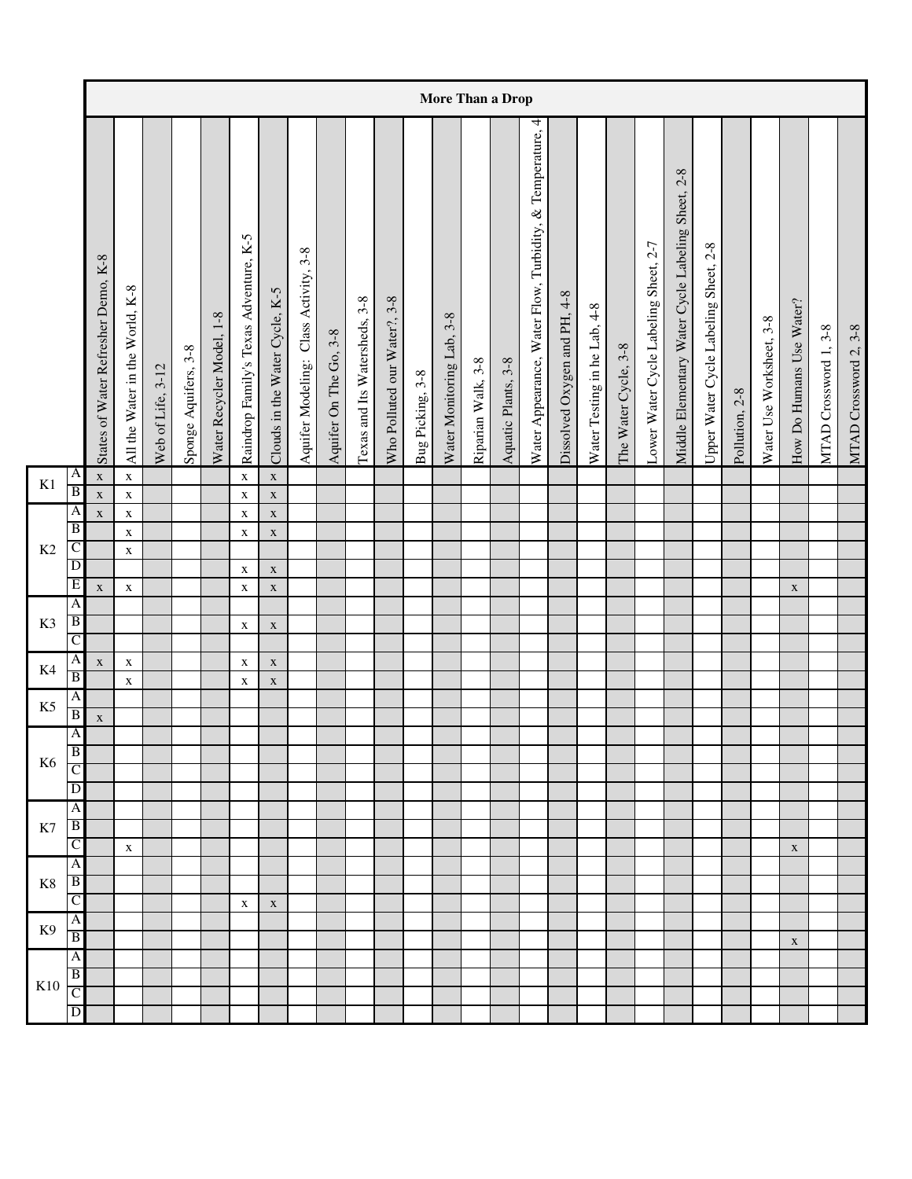| | | More Than a Drop | | | | | | | | | | | | | | | | | | | | | | | | | | |
|---|---|---|---|---|---|---|---|---|---|---|---|---|---|---|---|---|---|---|---|---|---|---|---|---|---|---|---|---|
| | | States of Water Refresher Demo, K-8 | All the Water in the World, K-8 | Web of Life, 3-12 | Sponge Aquifers, 3-8 | Water Recycler Model, 1-8 | Raindrop Family's Texas Adventure, K-5 | Clouds in the Water Cycle, K-5 | Aquifer Modeling: Class Activity, 3-8 | Aquifer On The Go, 3-8 | Texas and Its Watersheds, 3-8 | Who Polluted our Water?, 3-8 | Bug Picking, 3-8 | Water Monitoring Lab, 3-8 | Riparian Walk, 3-8 | Aquatic Plants, 3-8 | Water Appearance, Water Flow, Turbidity, & Temperature, 4 | Dissolved Oxygen and PH, 4-8 | Water Testing in he Lab, 4-8 | The Water Cycle, 3-8 | Lower Water Cycle Labeling Sheet, 2-7 | Middle Elementary Water Cycle Labeling Sheet, 2-8 | Upper Water Cycle Labeling Sheet, 2-8 | Pollution, 2-8 | Water Use Worksheet, 3-8 | How Do Humans Use Water? | MTAD Crossword 1, 3-8 | MTAD Crossword 2, 3-8 |
| K1 | A | x | x | | | | x | x | | | | | | | | | | | | | | | | | | | | |
| | B | x | x | | | | x | x | | | | | | | | | | | | | | | | | | | | |
| K2 | A | x | x | | | | x | x | | | | | | | | | | | | | | | | | | | | |
| | B | | x | | | | x | x | | | | | | | | | | | | | | | | | | | | |
| | C | | x | | | | | | | | | | | | | | | | | | | | | | | | | |
| | D | | | | | | x | x | | | | | | | | | | | | | | | | | | | | |
| | E | x | x | | | | x | x | | | | | | | | | | | | | | | | | | x | | |
| K3 | A | | | | | | | | | | | | | | | | | | | | | | | | | | | |
| | B | | | | | | x | x | | | | | | | | | | | | | | | | | | | | |
| | C | | | | | | | | | | | | | | | | | | | | | | | | | | | |
| K4 | A | x | x | | | | x | x | | | | | | | | | | | | | | | | | | | | |
| | B | | x | | | | x | x | | | | | | | | | | | | | | | | | | | | |
| K5 | A | | | | | | | | | | | | | | | | | | | | | | | | | | | |
| | B | x | | | | | | | | | | | | | | | | | | | | | | | | | | |
| K6 | A | | | | | | | | | | | | | | | | | | | | | | | | | | | |
| | B | | | | | | | | | | | | | | | | | | | | | | | | | | | |
| | C | | | | | | | | | | | | | | | | | | | | | | | | | | | |
| | D | | | | | | | | | | | | | | | | | | | | | | | | | | | |
| K7 | A | | | | | | | | | | | | | | | | | | | | | | | | | | | |
| | B | | | | | | | | | | | | | | | | | | | | | | | | | | | |
| | C | | x | | | | | | | | | | | | | | | | | | | | | | | x | | |
| K8 | A | | | | | | | | | | | | | | | | | | | | | | | | | | | |
| | B | | | | | | | | | | | | | | | | | | | | | | | | | | | |
| | C | | | | | | x | x | | | | | | | | | | | | | | | | | | | | |
| K9 | A | | | | | | | | | | | | | | | | | | | | | | | | | | | |
| | B | | | | | | | | | | | | | | | | | | | | | | | | | x | | |
| K10 | A | | | | | | | | | | | | | | | | | | | | | | | | | | | |
| | B | | | | | | | | | | | | | | | | | | | | | | | | | | | |
| | C | | | | | | | | | | | | | | | | | | | | | | | | | | | |
| | D | | | | | | | | | | | | | | | | | | | | | | | | | | | |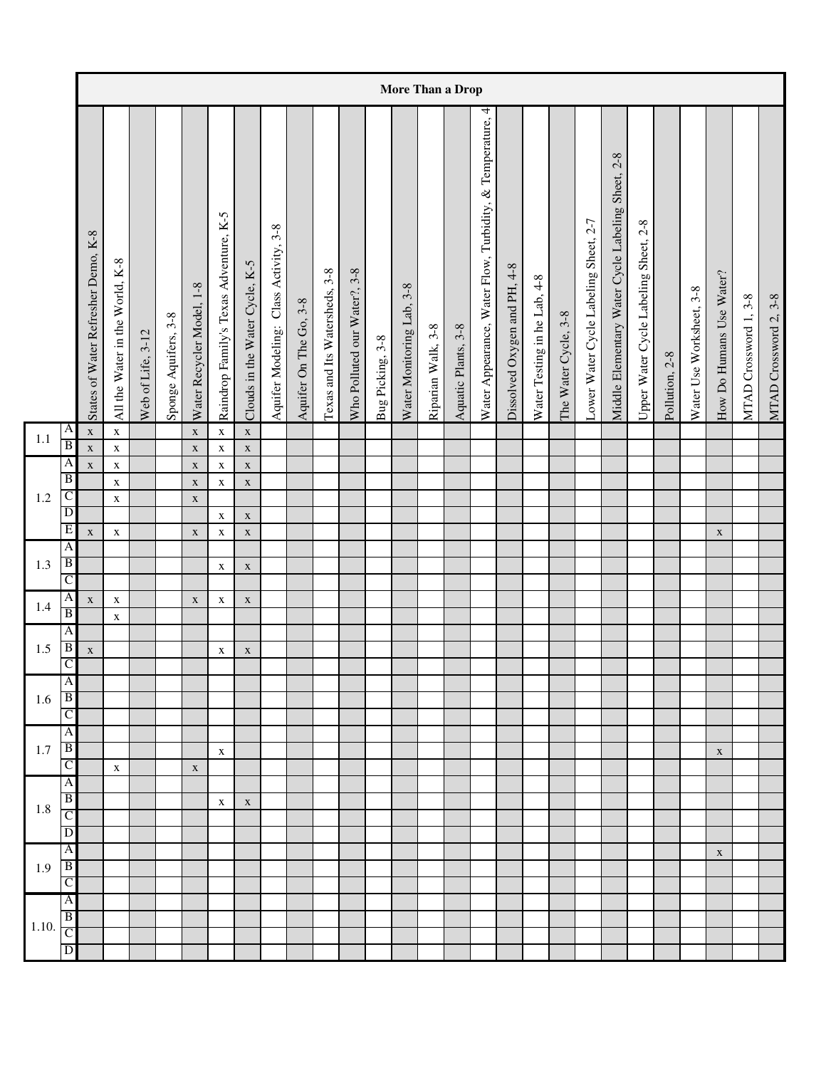| | | More Than a Drop | | | | | | | | | | | | | | | | | | | | | | | | | | | |
|---|---|---|---|---|---|---|---|---|---|---|---|---|---|---|---|---|---|---|---|---|---|---|---|---|---|---|---|---|---|
| | | States of Water Refresher Demo, K-8 | All the Water in the World, K-8 | Web of Life, 3-12 | Sponge Aquifers, 3-8 | Water Recycler Model, 1-8 | Raindrop Family's Texas Adventure, K-5 | Clouds in the Water Cycle, K-5 | Aquifer Modeling: Class Activity, 3-8 | Aquifer On The Go, 3-8 | Texas and Its Watersheds, 3-8 | Who Polluted our Water?, 3-8 | Bug Picking, 3-8 | Water Monitoring Lab, 3-8 | Riparian Walk, 3-8 | Aquatic Plants, 3-8 | Water Appearance, Water Flow, Turbidity, & Temperature, 4 | Dissolved Oxygen and PH, 4-8 | Water Testing in he Lab, 4-8 | The Water Cycle, 3-8 | Lower Water Cycle Labeling Sheet, 2-7 | Middle Elementary Water Cycle Labeling Sheet, 2-8 | Upper Water Cycle Labeling Sheet, 2-8 | Pollution, 2-8 | Water Use Worksheet, 3-8 | How Do Humans Use Water? | MTAD Crossword 1, 3-8 | MTAD Crossword 2, 3-8 |
| 1.1 | A | x | x | | | x | x | x | | | | | | | | | | | | | | | | | | | | |
| | B | x | x | | | x | x | x | | | | | | | | | | | | | | | | | | | | |
| 1.2 | A | x | x | | | x | x | x | | | | | | | | | | | | | | | | | | | | |
| | B | | x | | | x | x | x | | | | | | | | | | | | | | | | | | | | |
| | C | | x | | | x | | | | | | | | | | | | | | | | | | | | | | |
| | D | | | | | | x | x | | | | | | | | | | | | | | | | | | | | |
| | E | x | x | | | x | x | x | | | | | | | | | | | | | | | | | | x | | |
| 1.3 | A | | | | | | | | | | | | | | | | | | | | | | | | | | | |
| | B | | | | | | x | x | | | | | | | | | | | | | | | | | | | | |
| | C | | | | | | | | | | | | | | | | | | | | | | | | | | | |
| 1.4 | A | x | x | | | x | x | x | | | | | | | | | | | | | | | | | | | | |
| | B | | x | | | | | | | | | | | | | | | | | | | | | | | | | |
| 1.5 | A | | | | | | | | | | | | | | | | | | | | | | | | | | | |
| | B | x | | | | | x | x | | | | | | | | | | | | | | | | | | | | |
| | C | | | | | | | | | | | | | | | | | | | | | | | | | | | |
| 1.6 | A | | | | | | | | | | | | | | | | | | | | | | | | | | | |
| | B | | | | | | | | | | | | | | | | | | | | | | | | | | | |
| | C | | | | | | | | | | | | | | | | | | | | | | | | | | | |
| 1.7 | A | | | | | | | | | | | | | | | | | | | | | | | | | | | |
| | B | | | | | | x | | | | | | | | | | | | | | | | | | | x | | |
| | C | | x | | | x | | | | | | | | | | | | | | | | | | | | | | |
| 1.8 | A | | | | | | | | | | | | | | | | | | | | | | | | | | | |
| | B | | | | | | x | x | | | | | | | | | | | | | | | | | | | | |
| | C | | | | | | | | | | | | | | | | | | | | | | | | | | | |
| | D | | | | | | | | | | | | | | | | | | | | | | | | | | | |
| 1.9 | A | | | | | | | | | | | | | | | | | | | | | | | | | x | | |
| | B | | | | | | | | | | | | | | | | | | | | | | | | | | | |
| | C | | | | | | | | | | | | | | | | | | | | | | | | | | | |
| 1.10. | A | | | | | | | | | | | | | | | | | | | | | | | | | | | |
| | B | | | | | | | | | | | | | | | | | | | | | | | | | | | |
| | C | | | | | | | | | | | | | | | | | | | | | | | | | | | |
| | D | | | | | | | | | | | | | | | | | | | | | | | | | | | |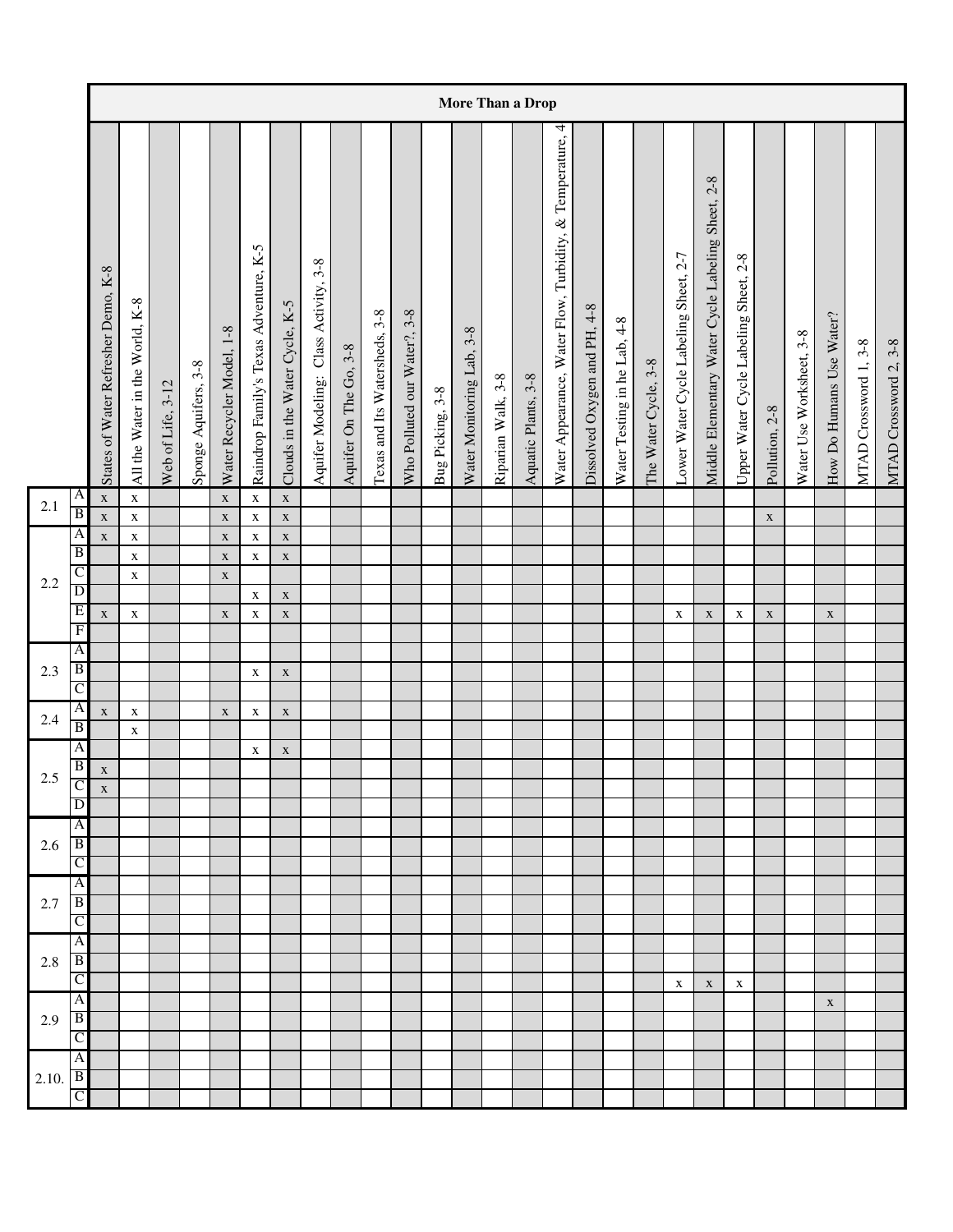| | | More Than a Drop | | | | | | | | | | | | | | | | | | | | | | | | | | |
|---|---|---|---|---|---|---|---|---|---|---|---|---|---|---|---|---|---|---|---|---|---|---|---|---|---|---|---|---|
| | | States of Water Refresher Demo, K-8 | All the Water in the World, K-8 | Web of Life, 3-12 | Sponge Aquifers, 3-8 | Water Recycler Model, 1-8 | Raindrop Family's Texas Adventure, K-5 | Clouds in the Water Cycle, K-5 | Aquifer Modeling: Class Activity, 3-8 | Aquifer On The Go, 3-8 | Texas and Its Watersheds, 3-8 | Who Polluted our Water?, 3-8 | Bug Picking, 3-8 | Water Monitoring Lab, 3-8 | Riparian Walk, 3-8 | Aquatic Plants, 3-8 | Water Appearance, Water Flow, Turbidity, & Temperature, 4 | Dissolved Oxygen and PH, 4-8 | Water Testing in he Lab, 4-8 | The Water Cycle, 3-8 | Lower Water Cycle Labeling Sheet, 2-7 | Middle Elementary Water Cycle Labeling Sheet, 2-8 | Upper Water Cycle Labeling Sheet, 2-8 | Pollution, 2-8 | Water Use Worksheet, 3-8 | How Do Humans Use Water? | MTAD Crossword 1, 3-8 | MTAD Crossword 2, 3-8 |
| 2.1 | A | x | x | | | x | x | x | | | | | | | | | | | | | | | | | | | | |
| | B | x | x | | | x | x | x | | | | | | | | | | | | | | | | x | | | | |
| 2.2 | A | x | x | | | x | x | x | | | | | | | | | | | | | | | | | | | | |
| | B | | x | | | x | x | x | | | | | | | | | | | | | | | | | | | | |
| | C | | x | | | x | | | | | | | | | | | | | | | | | | | | | | |
| | D | | | | | | x | x | | | | | | | | | | | | | | | | | | | | |
| | E | x | x | | | x | x | x | | | | | | | | | | | | | x | x | x | x | | x | | |
| | F | | | | | | | | | | | | | | | | | | | | | | | | | | | |
| 2.3 | A | | | | | | | | | | | | | | | | | | | | | | | | | | | |
| | B | | | | | | x | x | | | | | | | | | | | | | | | | | | | | |
| | C | | | | | | | | | | | | | | | | | | | | | | | | | | | |
| 2.4 | A | x | x | | | x | x | x | | | | | | | | | | | | | | | | | | | | |
| | B | | x | | | | | | | | | | | | | | | | | | | | | | | | | |
| 2.5 | A | | | | | | x | x | | | | | | | | | | | | | | | | | | | | |
| | B | x | | | | | | | | | | | | | | | | | | | | | | | | | | |
| | C | x | | | | | | | | | | | | | | | | | | | | | | | | | | |
| | D | | | | | | | | | | | | | | | | | | | | | | | | | | | |
| 2.6 | A | | | | | | | | | | | | | | | | | | | | | | | | | | | |
| | B | | | | | | | | | | | | | | | | | | | | | | | | | | | |
| | C | | | | | | | | | | | | | | | | | | | | | | | | | | | |
| 2.7 | A | | | | | | | | | | | | | | | | | | | | | | | | | | | |
| | B | | | | | | | | | | | | | | | | | | | | | | | | | | | |
| | C | | | | | | | | | | | | | | | | | | | | | | | | | | | |
| 2.8 | A | | | | | | | | | | | | | | | | | | | | | | | | | | | |
| | B | | | | | | | | | | | | | | | | | | | | | | | | | | | |
| | C | | | | | | | | | | | | | | | | | | | | x | x | x | | | | | |
| 2.9 | A | | | | | | | | | | | | | | | | | | | | | | | | | x | | |
| | B | | | | | | | | | | | | | | | | | | | | | | | | | | | |
| | C | | | | | | | | | | | | | | | | | | | | | | | | | | | |
| 2.10. | A | | | | | | | | | | | | | | | | | | | | | | | | | | | |
| | B | | | | | | | | | | | | | | | | | | | | | | | | | | | |
| | C | | | | | | | | | | | | | | | | | | | | | | | | | | | |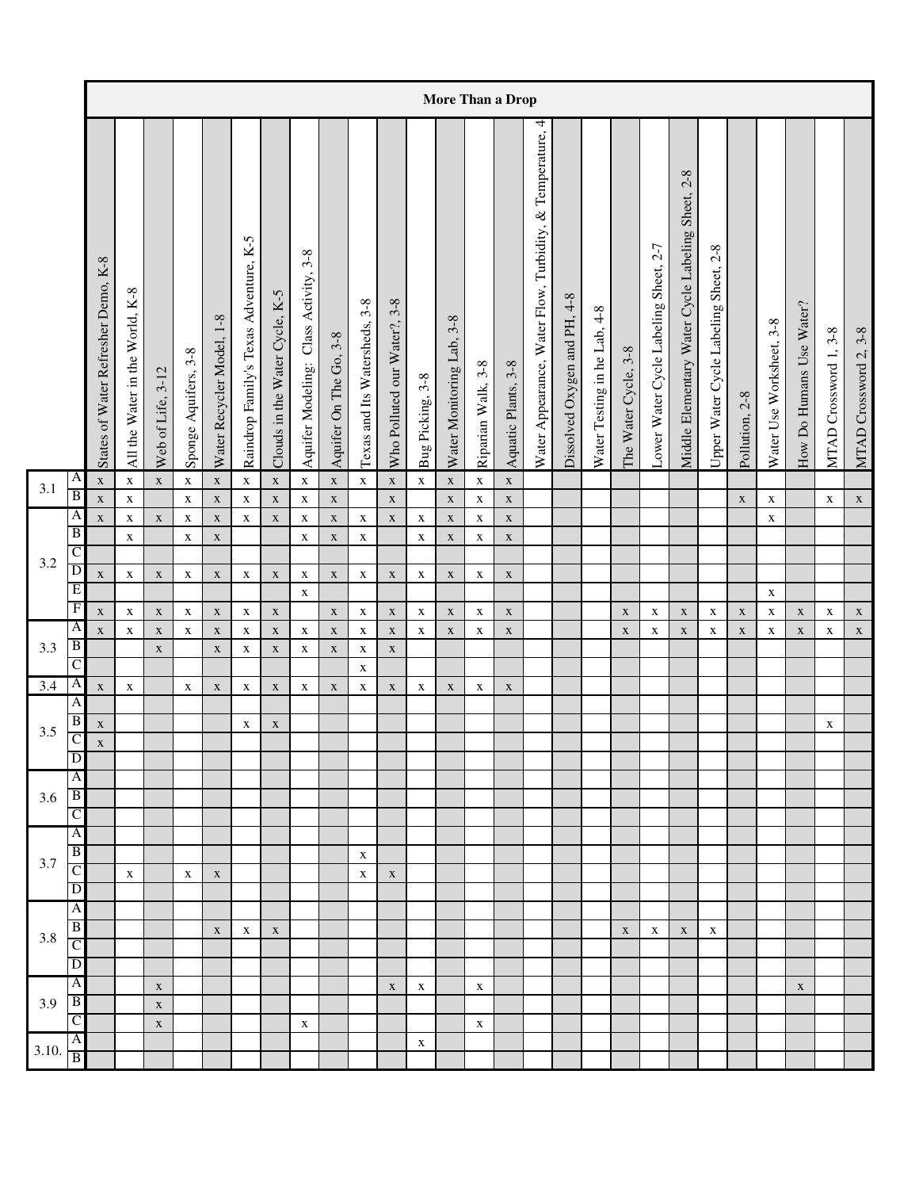| | | More Than a Drop | | | | | | | | | | | | | | | | | | | | | | | | | | |
|---|---|---|---|---|---|---|---|---|---|---|---|---|---|---|---|---|---|---|---|---|---|---|---|---|---|---|---|---|
| | | States of Water Refresher Demo, K-8 | All the Water in the World, K-8 | Web of Life, 3-12 | Sponge Aquifers, 3-8 | Water Recycler Model, 1-8 | Raindrop Family's Texas Adventure, K-5 | Clouds in the Water Cycle, K-5 | Aquifer Modeling: Class Activity, 3-8 | Aquifer On The Go, 3-8 | Texas and Its Watersheds, 3-8 | Who Polluted our Water?, 3-8 | Bug Picking, 3-8 | Water Monitoring Lab, 3-8 | Riparian Walk, 3-8 | Aquatic Plants, 3-8 | Water Appearance, Water Flow, Turbidity, & Temperature, 4 | Dissolved Oxygen and PH, 4-8 | Water Testing in he Lab, 4-8 | The Water Cycle, 3-8 | Lower Water Cycle Labeling Sheet, 2-7 | Middle Elementary Water Cycle Labeling Sheet, 2-8 | Upper Water Cycle Labeling Sheet, 2-8 | Pollution, 2-8 | Water Use Worksheet, 3-8 | How Do Humans Use Water? | MTAD Crossword 1, 3-8 | MTAD Crossword 2, 3-8 |
| 3.1 | A | x | x | x | x | x | x | x | x | x | x | x | x | x | x | x | | | | | | | | | | | | |
| | B | x | x | | x | x | x | x | x | x | | x | | x | x | x | | | | | | | | x | x | | x | x |
| 3.2 | A | x | x | x | x | x | x | x | x | x | x | x | x | x | x | x | | | | | | | | | x | | | |
| | B | | x | | x | x | | | x | x | x | | x | x | x | x | | | | | | | | | | | | |
| | C | | | | | | | | | | | | | | | | | | | | | | | | | | | |
| | D | x | x | x | x | x | x | x | x | x | x | x | x | x | x | x | | | | | | | | | | | | |
| | E | | | | | | | | x | | | | | | | | | | | | | | | | x | | | |
| | F | x | x | x | x | x | x | x | | x | x | x | x | x | x | x | | | | x | x | x | x | x | x | x | x | x |
| 3.3 | A | x | x | x | x | x | x | x | x | x | x | x | x | x | x | x | | | | x | x | x | x | x | x | x | x | x |
| | B | | | x | | x | x | x | x | x | x | x | | | | | | | | | | | | | | | | |
| | C | | | | | | | | | | x | | | | | | | | | | | | | | | | | |
| 3.4 | A | x | x | | x | x | x | x | x | x | x | x | x | x | x | x | | | | | | | | | | | | |
| 3.5 | A | | | | | | | | | | | | | | | | | | | | | | | | | | | |
| | B | x | | | | | x | x | | | | | | | | | | | | | | | | | | | x | |
| | C | x | | | | | | | | | | | | | | | | | | | | | | | | | | |
| | D | | | | | | | | | | | | | | | | | | | | | | | | | | | |
| 3.6 | A | | | | | | | | | | | | | | | | | | | | | | | | | | | |
| | B | | | | | | | | | | | | | | | | | | | | | | | | | | | |
| | C | | | | | | | | | | | | | | | | | | | | | | | | | | | |
| 3.7 | A | | | | | | | | | | | | | | | | | | | | | | | | | | | |
| | B | | | | | | | | | | x | | | | | | | | | | | | | | | | | |
| | C | | x | | x | x | | | | | x | x | | | | | | | | | | | | | | | | |
| | D | | | | | | | | | | | | | | | | | | | | | | | | | | | |
| 3.8 | A | | | | | | | | | | | | | | | | | | | | | | | | | | | |
| | B | | | | | x | x | x | | | | | | | | | | | | x | x | x | x | | | | | |
| | C | | | | | | | | | | | | | | | | | | | | | | | | | | | |
| | D | | | | | | | | | | | | | | | | | | | | | | | | | | | |
| 3.9 | A | | | x | | | | | | | | x | x | | x | | | | | | | | | | | x | | |
| | B | | | x | | | | | | | | | | | | | | | | | | | | | | | | |
| | C | | | x | | | | | x | | | | | | x | | | | | | | | | | | | | |
| 3.10. | A | | | | | | | | | | | | x | | | | | | | | | | | | | | | |
| | B | | | | | | | | | | | | | | | | | | | | | | | | | | | |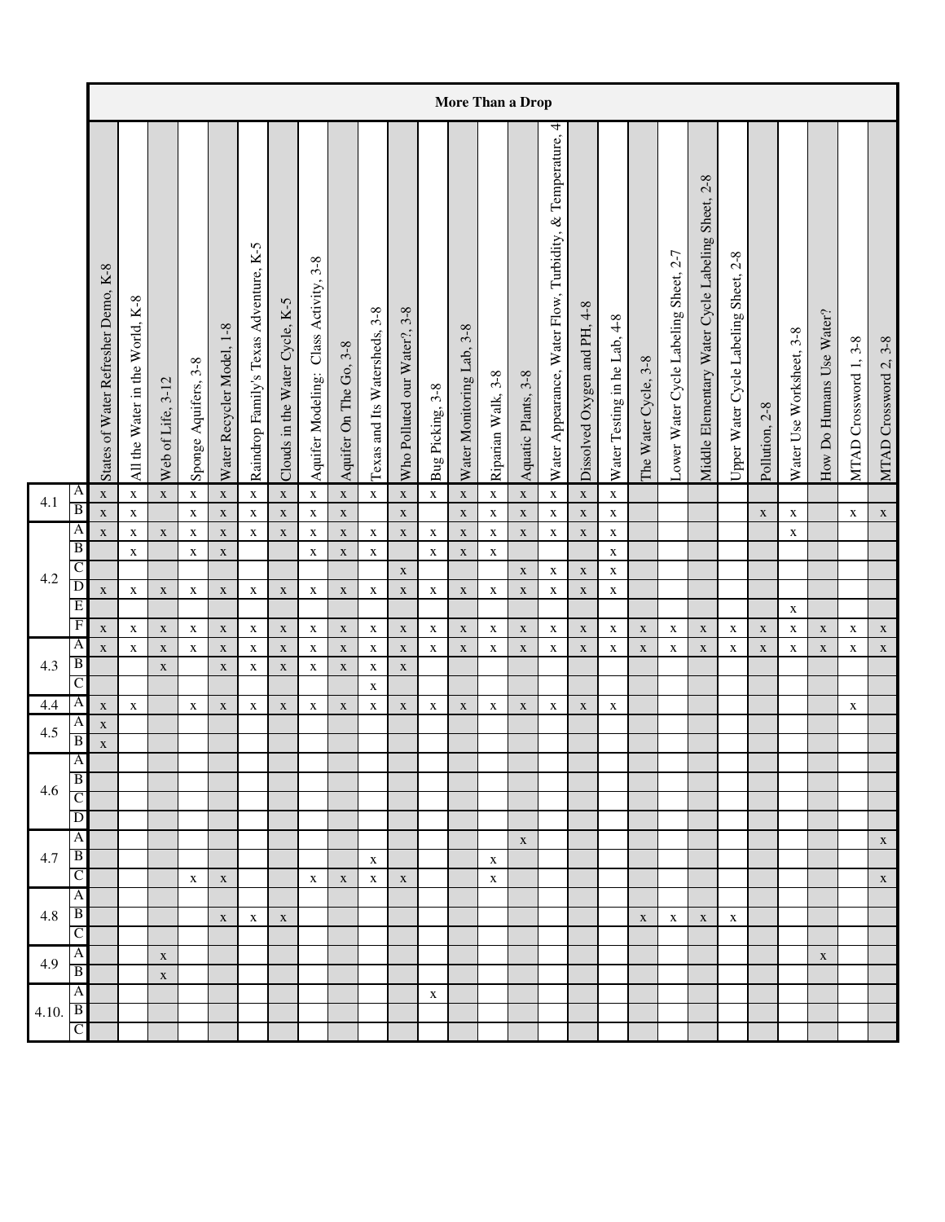| | | More Than a Drop | | | | | | | | | | | | | | | | | | | | | | | | | | |
|---|---|---|---|---|---|---|---|---|---|---|---|---|---|---|---|---|---|---|---|---|---|---|---|---|---|---|---|---|
| | | States of Water Refresher Demo, K-8 | All the Water in the World, K-8 | Web of Life, 3-12 | Sponge Aquifers, 3-8 | Water Recycler Model, 1-8 | Raindrop Family's Texas Adventure, K-5 | Clouds in the Water Cycle, K-5 | Aquifer Modeling: Class Activity, 3-8 | Aquifer On The Go, 3-8 | Texas and Its Watersheds, 3-8 | Who Polluted our Water?, 3-8 | Bug Picking, 3-8 | Water Monitoring Lab, 3-8 | Riparian Walk, 3-8 | Aquatic Plants, 3-8 | Water Appearance, Water Flow, Turbidity, & Temperature, 4 | Dissolved Oxygen and PH, 4-8 | Water Testing in he Lab, 4-8 | The Water Cycle, 3-8 | Lower Water Cycle Labeling Sheet, 2-7 | Middle Elementary Water Cycle Labeling Sheet, 2-8 | Upper Water Cycle Labeling Sheet, 2-8 | Pollution, 2-8 | Water Use Worksheet, 3-8 | How Do Humans Use Water? | MTAD Crossword 1, 3-8 | MTAD Crossword 2, 3-8 |
| 4.1 | A | x | x | x | x | x | x | x | x | x | x | x | x | x | x | x | x | x | x | | | | | | | | | |
| | B | x | x | | x | x | x | x | x | x | | x | | x | x | x | x | x | x | | | | | x | x | | x | x |
| 4.2 | A | x | x | x | x | x | x | x | x | x | x | x | x | x | x | x | x | x | x | | | | | | x | | | |
| | B | | x | | x | x | | | x | x | x | | x | x | x | | | | x | | | | | | | | | |
| | C | | | | | | | | | | | x | | | | x | x | x | x | | | | | | | | | |
| | D | x | x | x | x | x | x | x | x | x | x | x | x | x | x | x | x | x | x | | | | | | | | | |
| | E | | | | | | | | | | | | | | | | | | | | | | | | x | | | |
| | F | x | x | x | x | x | x | x | x | x | x | x | x | x | x | x | x | x | x | x | x | x | x | x | x | x | x | x |
| 4.3 | A | x | x | x | x | x | x | x | x | x | x | x | x | x | x | x | x | x | x | x | x | x | x | x | x | x | x | x |
| | B | | | x | | x | x | x | x | x | x | x | | | | | | | | | | | | | | | | |
| | C | | | | | | | | | | x | | | | | | | | | | | | | | | | | |
| 4.4 | A | x | x | | x | x | x | x | x | x | x | x | x | x | x | x | x | x | x | | | | | | | | x | |
| 4.5 | A | x | | | | | | | | | | | | | | | | | | | | | | | | | | |
| | B | x | | | | | | | | | | | | | | | | | | | | | | | | | | |
| 4.6 | A | | | | | | | | | | | | | | | | | | | | | | | | | | | |
| | B | | | | | | | | | | | | | | | | | | | | | | | | | | | |
| | C | | | | | | | | | | | | | | | | | | | | | | | | | | | |
| | D | | | | | | | | | | | | | | | | | | | | | | | | | | | |
| 4.7 | A | | | | | | | | | | | | | | | x | | | | | | | | | | | | x |
| | B | | | | | | | | | | x | | | | x | | | | | | | | | | | | | |
| | C | | | | x | x | | | x | x | x | x | | | x | | | | | | | | | | | | | x |
| 4.8 | A | | | | | | | | | | | | | | | | | | | | | | | | | | | |
| | B | | | | | x | x | x | | | | | | | | | | | | x | x | x | x | | | | | |
| | C | | | | | | | | | | | | | | | | | | | | | | | | | | | |
| 4.9 | A | | | x | | | | | | | | | | | | | | | | | | | | | | x | | |
| | B | | | x | | | | | | | | | | | | | | | | | | | | | | | | |
| 4.10. | A | | | | | | | | | | | | x | | | | | | | | | | | | | | | |
| | B | | | | | | | | | | | | | | | | | | | | | | | | | | | |
| | C | | | | | | | | | | | | | | | | | | | | | | | | | | | |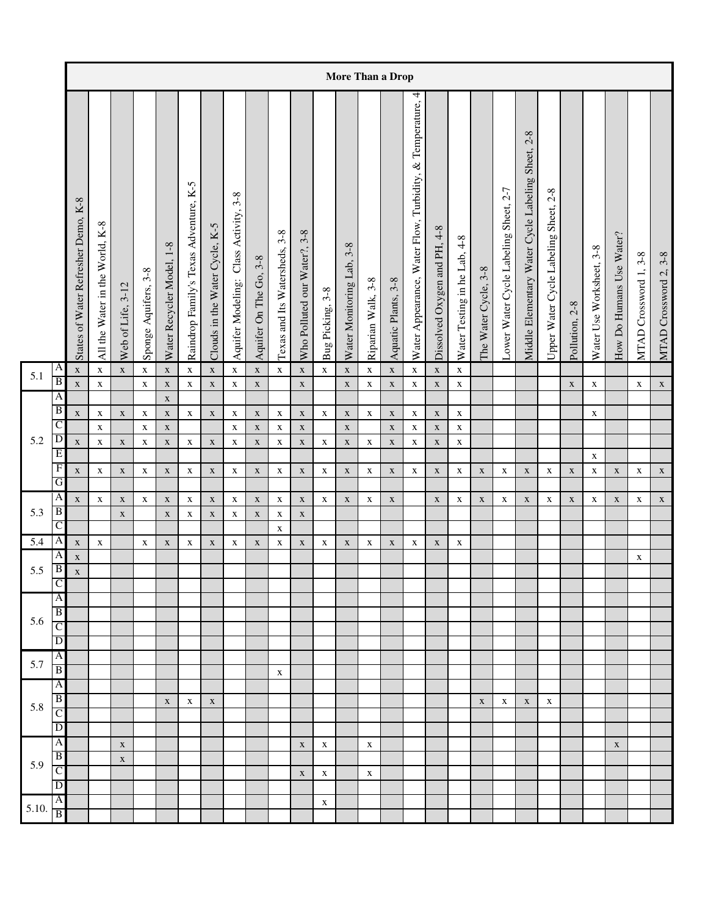| | | More Than a Drop | | | | | | | | | | | | | | | | | | | | | | | | | | |
|---|---|---|---|---|---|---|---|---|---|---|---|---|---|---|---|---|---|---|---|---|---|---|---|---|---|---|---|---|
| | | States of Water Refresher Demo, K-8 | All the Water in the World, K-8 | Web of Life, 3-12 | Sponge Aquifers, 3-8 | Water Recycler Model, 1-8 | Raindrop Family's Texas Adventure, K-5 | Clouds in the Water Cycle, K-5 | Aquifer Modeling: Class Activity, 3-8 | Aquifer On The Go, 3-8 | Texas and Its Watersheds, 3-8 | Who Polluted our Water?, 3-8 | Bug Picking, 3-8 | Water Monitoring Lab, 3-8 | Riparian Walk, 3-8 | Aquatic Plants, 3-8 | Water Appearance, Water Flow, Turbidity, & Temperature, 4 | Dissolved Oxygen and PH, 4-8 | Water Testing in he Lab, 4-8 | The Water Cycle, 3-8 | Lower Water Cycle Labeling Sheet, 2-7 | Middle Elementary Water Cycle Labeling Sheet, 2-8 | Upper Water Cycle Labeling Sheet, 2-8 | Pollution, 2-8 | Water Use Worksheet, 3-8 | How Do Humans Use Water? | MTAD Crossword 1, 3-8 | MTAD Crossword 2, 3-8 |
| 5.1 | A | x | x | x | x | x | x | x | x | x | x | x | x | x | x | x | x | x | x | | | | | | | | | |
| | B | x | x | | x | x | x | x | x | x | | x | | x | x | x | x | x | x | | | | | x | x | | x | x |
| 5.2 | A | | | | | x | | | | | | | | | | | | | | | | | | | | | | |
| | B | x | x | x | x | x | x | x | x | x | x | x | x | x | x | x | x | x | x | | | | | | x | | | |
| | C | | x | | x | x | | | x | x | x | x | | x | | x | x | x | x | | | | | | | | | |
| | D | x | x | x | x | x | x | x | x | x | x | x | x | x | x | x | x | x | x | | | | | | | | | |
| | E | | | | | | | | | | | | | | | | | | | | | | | | x | | | |
| | F | x | x | x | x | x | x | x | x | x | x | x | x | x | x | x | x | x | x | x | x | x | x | x | x | x | x | x |
| | G | | | | | | | | | | | | | | | | | | | | | | | | | | | |
| 5.3 | A | x | x | x | x | x | x | x | x | x | x | x | x | x | x | x | | x | x | x | x | x | x | x | x | x | x | x |
| | B | | | x | | x | x | x | x | x | x | x | | | | | | | | | | | | | | | | |
| | C | | | | | | | | | | x | | | | | | | | | | | | | | | | | |
| 5.4 | A | x | x | | x | x | x | x | x | x | x | x | x | x | x | x | x | x | x | | | | | | | | | |
| 5.5 | A | x | | | | | | | | | | | | | | | | | | | | | | | | | x | |
| | B | x | | | | | | | | | | | | | | | | | | | | | | | | | | |
| | C | | | | | | | | | | | | | | | | | | | | | | | | | | | |
| 5.6 | A | | | | | | | | | | | | | | | | | | | | | | | | | | | |
| | B | | | | | | | | | | | | | | | | | | | | | | | | | | | |
| | C | | | | | | | | | | | | | | | | | | | | | | | | | | | |
| | D | | | | | | | | | | | | | | | | | | | | | | | | | | | |
| 5.7 | A | | | | | | | | | | | | | | | | | | | | | | | | | | | |
| | B | | | | | | | | | | x | | | | | | | | | | | | | | | | | |
| 5.8 | A | | | | | | | | | | | | | | | | | | | | | | | | | | | |
| | B | | | | | x | x | x | | | | | | | | | | | | x | x | x | x | | | | | |
| | C | | | | | | | | | | | | | | | | | | | | | | | | | | | |
| | D | | | | | | | | | | | | | | | | | | | | | | | | | | | |
| 5.9 | A | | | x | | | | | | | | x | x | | x | | | | | | | | | | | x | | |
| | B | | | x | | | | | | | | | | | | | | | | | | | | | | | | |
| | C | | | | | | | | | | | x | x | | x | | | | | | | | | | | | | |
| | D | | | | | | | | | | | | | | | | | | | | | | | | | | | |
| 5.10. | A | | | | | | | | | | | | x | | | | | | | | | | | | | | | |
| | B | | | | | | | | | | | | | | | | | | | | | | | | | | | |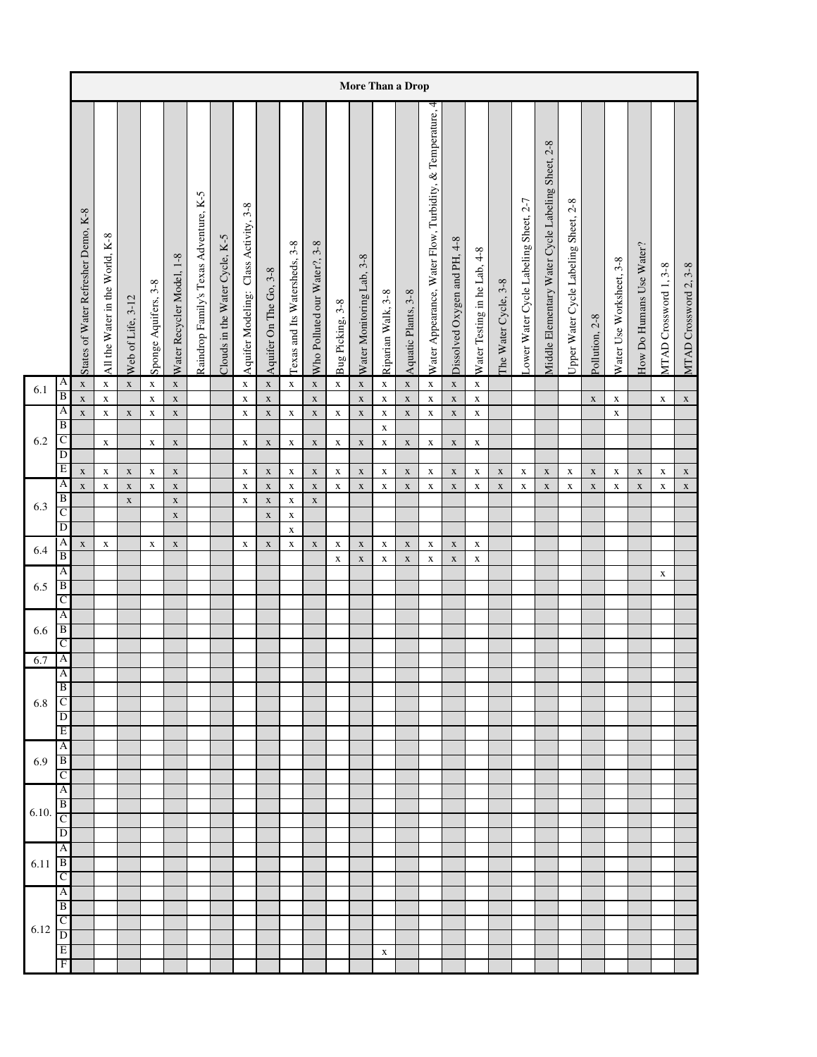| | | More Than a Drop | | | | | | | | | | | | | | | | | | | | | | | | | | |
|---|---|---|---|---|---|---|---|---|---|---|---|---|---|---|---|---|---|---|---|---|---|---|---|---|---|---|---|---|
| | | States of Water Refresher Demo, K-8 | All the Water in the World, K-8 | Web of Life, 3-12 | Sponge Aquifers, 3-8 | Water Recycler Model, 1-8 | Raindrop Family's Texas Adventure, K-5 | Clouds in the Water Cycle, K-5 | Aquifer Modeling: Class Activity, 3-8 | Aquifer On The Go, 3-8 | Texas and Its Watersheds, 3-8 | Who Polluted our Water?, 3-8 | Bug Picking, 3-8 | Water Monitoring Lab, 3-8 | Riparian Walk, 3-8 | Aquatic Plants, 3-8 | Water Appearance, Water Flow, Turbidity, & Temperature, 4 | Dissolved Oxygen and PH, 4-8 | Water Testing in he Lab, 4-8 | The Water Cycle, 3-8 | Lower Water Cycle Labeling Sheet, 2-7 | Middle Elementary Water Cycle Labeling Sheet, 2-8 | Upper Water Cycle Labeling Sheet, 2-8 | Pollution, 2-8 | Water Use Worksheet, 3-8 | How Do Humans Use Water? | MTAD Crossword 1, 3-8 | MTAD Crossword 2, 3-8 |
| 6.1 | A | x | x | x | x | x | | | x | x | x | x | x | x | x | x | x | x | x | | | | | | | | | |
| | B | x | x | | x | x | | | x | x | | x | | x | x | x | x | x | x | | | | | x | x | | x | x |
| 6.2 | A | x | x | x | x | x | | | x | x | x | x | x | x | x | x | x | x | x | | | | | | x | | | |
| | B | | | | | | | | | | | | | | x | | | | | | | | | | | | | |
| | C | | x | | x | x | | | x | x | x | x | x | x | x | x | x | x | x | | | | | | | | | |
| | D | | | | | | | | | | | | | | | | | | | | | | | | | | | |
| | E | x | x | x | x | x | | | x | x | x | x | x | x | x | x | x | x | x | x | x | x | x | x | x | x | x | x |
| 6.3 | A | x | x | x | x | x | | | x | x | x | x | x | x | x | x | x | x | x | x | x | x | x | x | x | x | x | x |
| | B | | | x | | x | | | x | x | x | x | | | | | | | | | | | | | | | | |
| | C | | | | | x | | | | x | x | | | | | | | | | | | | | | | | | |
| | D | | | | | | | | | | x | | | | | | | | | | | | | | | | | |
| 6.4 | A | x | x | | x | x | | | x | x | x | x | x | x | x | x | x | x | x | | | | | | | | | |
| | B | | | | | | | | | | | | x | x | x | x | x | x | x | | | | | | | | | |
| 6.5 | A | | | | | | | | | | | | | | | | | | | | | | | | | | x | |
| | B | | | | | | | | | | | | | | | | | | | | | | | | | | | |
| | C | | | | | | | | | | | | | | | | | | | | | | | | | | | |
| 6.6 | A | | | | | | | | | | | | | | | | | | | | | | | | | | | |
| | B | | | | | | | | | | | | | | | | | | | | | | | | | | | |
| | C | | | | | | | | | | | | | | | | | | | | | | | | | | | |
| 6.7 | A | | | | | | | | | | | | | | | | | | | | | | | | | | | |
| 6.8 | A | | | | | | | | | | | | | | | | | | | | | | | | | | | |
| | B | | | | | | | | | | | | | | | | | | | | | | | | | | | |
| | C | | | | | | | | | | | | | | | | | | | | | | | | | | | |
| | D | | | | | | | | | | | | | | | | | | | | | | | | | | | |
| | E | | | | | | | | | | | | | | | | | | | | | | | | | | | |
| 6.9 | A | | | | | | | | | | | | | | | | | | | | | | | | | | | |
| | B | | | | | | | | | | | | | | | | | | | | | | | | | | | |
| | C | | | | | | | | | | | | | | | | | | | | | | | | | | | |
| 6.10. | A | | | | | | | | | | | | | | | | | | | | | | | | | | | |
| | B | | | | | | | | | | | | | | | | | | | | | | | | | | | |
| | C | | | | | | | | | | | | | | | | | | | | | | | | | | | |
| | D | | | | | | | | | | | | | | | | | | | | | | | | | | | |
| 6.11 | A | | | | | | | | | | | | | | | | | | | | | | | | | | | |
| | B | | | | | | | | | | | | | | | | | | | | | | | | | | | |
| | C | | | | | | | | | | | | | | | | | | | | | | | | | | | |
| 6.12 | A | | | | | | | | | | | | | | | | | | | | | | | | | | | |
| | B | | | | | | | | | | | | | | | | | | | | | | | | | | | |
| | C | | | | | | | | | | | | | | | | | | | | | | | | | | | |
| | D | | | | | | | | | | | | | | | | | | | | | | | | | | | |
| | E | | | | | | | | | | | | | | x | | | | | | | | | | | | | |
| | F | | | | | | | | | | | | | | | | | | | | | | | | | | | |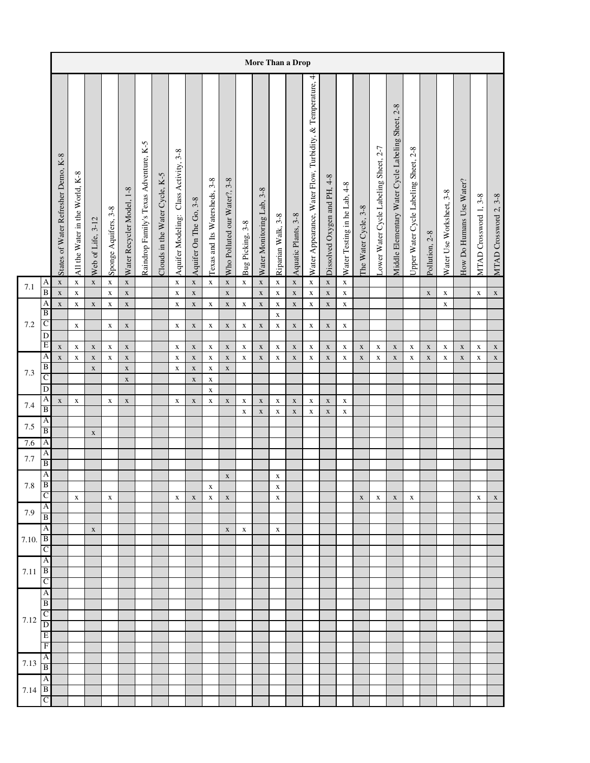| | | More Than a Drop | | | | | | | | | | | | | | | | | | | | | | | | | | |
|---|---|---|---|---|---|---|---|---|---|---|---|---|---|---|---|---|---|---|---|---|---|---|---|---|---|---|---|---|
| | | States of Water Refresher Demo, K-8 | All the Water in the World, K-8 | Web of Life, 3-12 | Sponge Aquifers, 3-8 | Water Recycler Model, 1-8 | Raindrop Family's Texas Adventure, K-5 | Clouds in the Water Cycle, K-5 | Aquifer Modeling: Class Activity, 3-8 | Aquifer On The Go, 3-8 | Texas and Its Watersheds, 3-8 | Who Polluted our Water?, 3-8 | Bug Picking, 3-8 | Water Monitoring Lab, 3-8 | Riparian Walk, 3-8 | Aquatic Plants, 3-8 | Water Appearance, Water Flow, Turbidity, & Temperature, 4 | Dissolved Oxygen and PH, 4-8 | Water Testing in he Lab, 4-8 | The Water Cycle, 3-8 | Lower Water Cycle Labeling Sheet, 2-7 | Middle Elementary Water Cycle Labeling Sheet, 2-8 | Upper Water Cycle Labeling Sheet, 2-8 | Pollution, 2-8 | Water Use Worksheet, 3-8 | How Do Humans Use Water? | MTAD Crossword 1, 3-8 | MTAD Crossword 2, 3-8 |
| 7.1 | A | x | x | x | x | x | | | x | x | x | x | x | x | x | x | x | x | x | | | | | | | | | |
| | B | x | x | | x | x | | | x | x | | x | | x | x | x | x | x | x | | | | | x | x | | x | x |
| 7.2 | A | x | x | x | x | x | | | x | x | x | x | x | x | x | x | x | x | x | | | | | | x | | | |
| | B | | | | | | | | | | | | | | x | | | | | | | | | | | | | |
| | C | | x | | x | x | | | x | x | x | x | x | x | x | x | x | x | x | | | | | | | | | |
| | D | | | | | | | | | | | | | | | | | | | | | | | | | | | |
| | E | x | x | x | x | x | | | x | x | x | x | x | x | x | x | x | x | x | x | x | x | x | x | x | x | x | x |
| 7.3 | A | x | x | x | x | x | | | x | x | x | x | x | x | x | x | x | x | x | x | x | x | x | x | x | x | x | x |
| | B | | | x | | x | | | x | x | x | x | | | | | | | | | | | | | | | | |
| | C | | | | | x | | | | x | x | | | | | | | | | | | | | | | | | |
| | D | | | | | | | | | | x | | | | | | | | | | | | | | | | | |
| 7.4 | A | x | x | | x | x | | | x | x | x | x | x | x | x | x | x | x | x | | | | | | | | | |
| | B | | | | | | | | | | | | x | x | x | x | x | x | x | | | | | | | | | |
| 7.5 | A | | | | | | | | | | | | | | | | | | | | | | | | | | | |
| | B | | | x | | | | | | | | | | | | | | | | | | | | | | | | |
| 7.6 | A | | | | | | | | | | | | | | | | | | | | | | | | | | | |
| 7.7 | A | | | | | | | | | | | | | | | | | | | | | | | | | | | |
| | B | | | | | | | | | | | | | | | | | | | | | | | | | | | |
| 7.8 | A | | | | | | | | | | | x | | | x | | | | | | | | | | | | | |
| | B | | | | | | | | | | x | | | | x | | | | | | | | | | | | | |
| | C | | x | | x | | | | x | x | x | x | | | x | | | | | x | x | x | x | | | | x | x |
| 7.9 | A | | | | | | | | | | | | | | | | | | | | | | | | | | | |
| | B | | | | | | | | | | | | | | | | | | | | | | | | | | | |
| 7.10. | A | | | x | | | | | | | | x | x | | x | | | | | | | | | | | | | |
| | B | | | | | | | | | | | | | | | | | | | | | | | | | | | |
| | C | | | | | | | | | | | | | | | | | | | | | | | | | | | |
| 7.11 | A | | | | | | | | | | | | | | | | | | | | | | | | | | | |
| | B | | | | | | | | | | | | | | | | | | | | | | | | | | | |
| | C | | | | | | | | | | | | | | | | | | | | | | | | | | | |
| 7.12 | A | | | | | | | | | | | | | | | | | | | | | | | | | | | |
| | B | | | | | | | | | | | | | | | | | | | | | | | | | | | |
| | C | | | | | | | | | | | | | | | | | | | | | | | | | | | |
| | D | | | | | | | | | | | | | | | | | | | | | | | | | | | |
| | E | | | | | | | | | | | | | | | | | | | | | | | | | | | |
| | F | | | | | | | | | | | | | | | | | | | | | | | | | | | |
| 7.13 | A | | | | | | | | | | | | | | | | | | | | | | | | | | | |
| | B | | | | | | | | | | | | | | | | | | | | | | | | | | | |
| 7.14 | A | | | | | | | | | | | | | | | | | | | | | | | | | | | |
| | B | | | | | | | | | | | | | | | | | | | | | | | | | | | |
| | C | | | | | | | | | | | | | | | | | | | | | | | | | | | |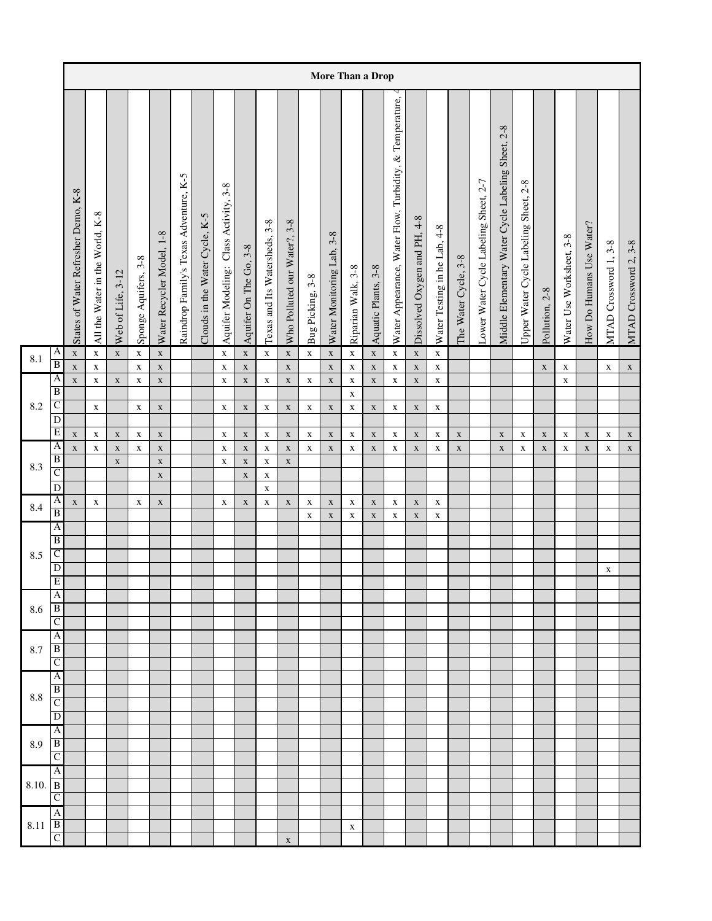| | | More Than a Drop | | | | | | | | | | | | | | | | | | | | | | | | | | |
|---|---|---|---|---|---|---|---|---|---|---|---|---|---|---|---|---|---|---|---|---|---|---|---|---|---|---|---|---|
| | | States of Water Refresher Demo, K-8 | All the Water in the World, K-8 | Web of Life, 3-12 | Sponge Aquifers, 3-8 | Water Recycler Model, 1-8 | Raindrop Family's Texas Adventure, K-5 | Clouds in the Water Cycle, K-5 | Aquifer Modeling: Class Activity, 3-8 | Aquifer On The Go, 3-8 | Texas and Its Watersheds, 3-8 | Who Polluted our Water?, 3-8 | Bug Picking, 3-8 | Water Monitoring Lab, 3-8 | Riparian Walk, 3-8 | Aquatic Plants, 3-8 | Water Appearance, Water Flow, Turbidity, & Temperature, 4 | Dissolved Oxygen and PH, 4-8 | Water Testing in he Lab, 4-8 | The Water Cycle, 3-8 | Lower Water Cycle Labeling Sheet, 2-7 | Middle Elementary Water Cycle Labeling Sheet, 2-8 | Upper Water Cycle Labeling Sheet, 2-8 | Pollution, 2-8 | Water Use Worksheet, 3-8 | How Do Humans Use Water? | MTAD Crossword 1, 3-8 | MTAD Crossword 2, 3-8 |
| 8.1 | A | x | x | x | x | x | | | x | x | x | x | x | x | x | x | x | x | x | | | | | | | | | |
| | B | x | x | | x | x | | | x | x | | x | | x | x | x | x | x | x | | | | | x | x | | x | x |
| 8.2 | A | x | x | x | x | x | | | x | x | x | x | x | x | x | x | x | x | x | | | | | | x | | | |
| | B | | | | | | | | | | | | | | x | | | | | | | | | | | | | |
| | C | | x | | x | x | | | x | x | x | x | x | x | x | x | x | x | x | | | | | | | | | |
| | D | | | | | | | | | | | | | | | | | | | | | | | | | | | |
| | E | x | x | x | x | x | | | x | x | x | x | x | x | x | x | x | x | x | x | | x | x | x | x | x | x | x |
| 8.3 | A | x | x | x | x | x | | | x | x | x | x | x | x | x | x | x | x | x | x | | x | x | x | x | x | x | x |
| | B | | | x | | x | | | x | x | x | x | | | | | | | | | | | | | | | | |
| | C | | | | | x | | | | x | x | | | | | | | | | | | | | | | | | |
| | D | | | | | | | | | | x | | | | | | | | | | | | | | | | | |
| 8.4 | A | x | x | | x | x | | | x | x | x | x | x | x | x | x | x | x | x | | | | | | | | | |
| | B | | | | | | | | | | | | x | x | x | x | x | x | x | | | | | | | | | |
| 8.5 | A | | | | | | | | | | | | | | | | | | | | | | | | | | | |
| | B | | | | | | | | | | | | | | | | | | | | | | | | | | | |
| | C | | | | | | | | | | | | | | | | | | | | | | | | | | | |
| | D | | | | | | | | | | | | | | | | | | | | | | | | | | x | |
| | E | | | | | | | | | | | | | | | | | | | | | | | | | | | |
| 8.6 | A | | | | | | | | | | | | | | | | | | | | | | | | | | | |
| | B | | | | | | | | | | | | | | | | | | | | | | | | | | | |
| | C | | | | | | | | | | | | | | | | | | | | | | | | | | | |
| 8.7 | A | | | | | | | | | | | | | | | | | | | | | | | | | | | |
| | B | | | | | | | | | | | | | | | | | | | | | | | | | | | |
| | C | | | | | | | | | | | | | | | | | | | | | | | | | | | |
| 8.8 | A | | | | | | | | | | | | | | | | | | | | | | | | | | | |
| | B | | | | | | | | | | | | | | | | | | | | | | | | | | | |
| | C | | | | | | | | | | | | | | | | | | | | | | | | | | | |
| | D | | | | | | | | | | | | | | | | | | | | | | | | | | | |
| 8.9 | A | | | | | | | | | | | | | | | | | | | | | | | | | | | |
| | B | | | | | | | | | | | | | | | | | | | | | | | | | | | |
| | C | | | | | | | | | | | | | | | | | | | | | | | | | | | |
| 8.10. | A | | | | | | | | | | | | | | | | | | | | | | | | | | | |
| | B | | | | | | | | | | | | | | | | | | | | | | | | | | | |
| | C | | | | | | | | | | | | | | | | | | | | | | | | | | | |
| 8.11 | A | | | | | | | | | | | | | | | | | | | | | | | | | | | |
| | B | | | | | | | | | | | | | | x | | | | | | | | | | | | | |
| | C | | | | | | | | | | | x | | | | | | | | | | | | | | | | |